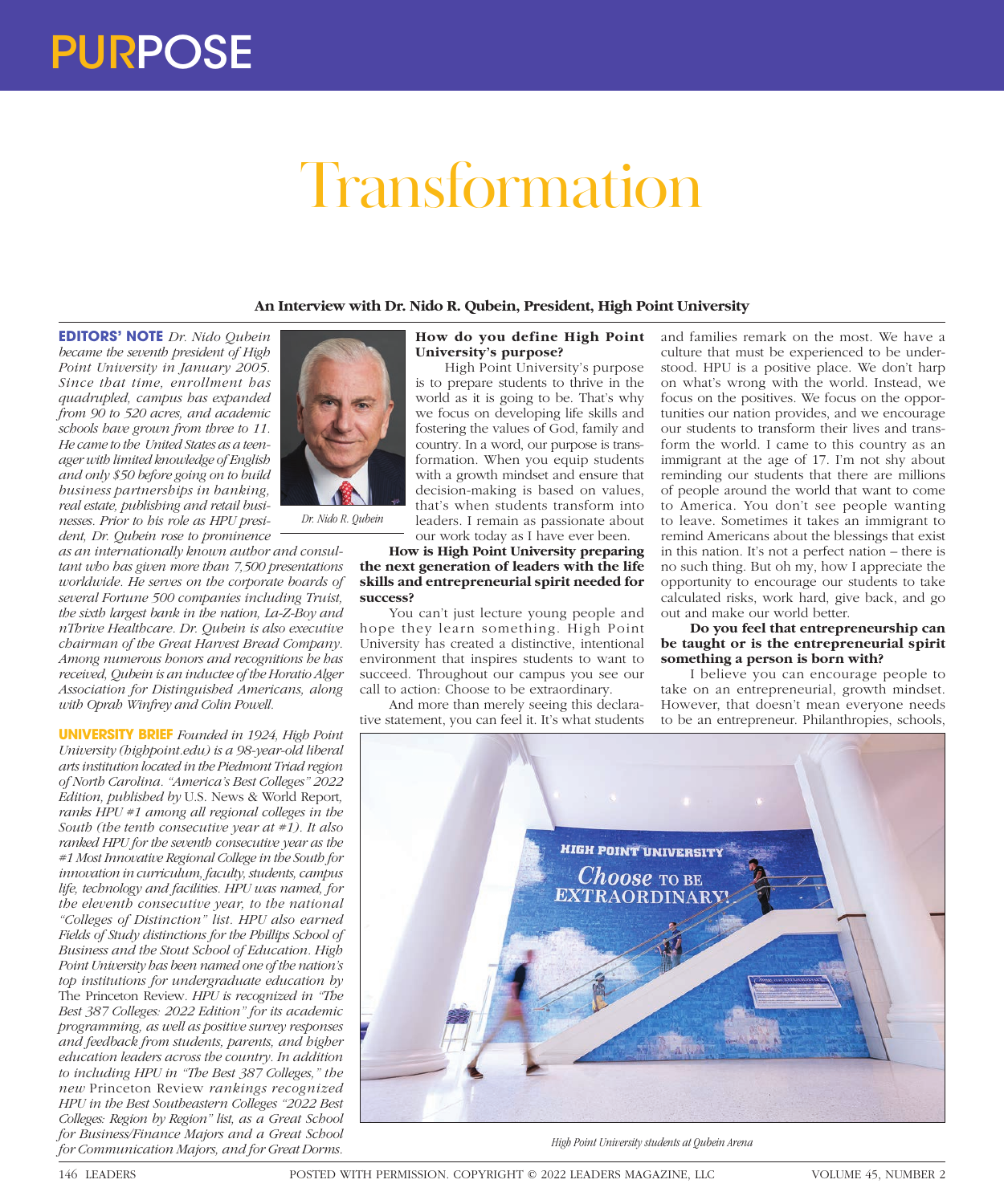PURPOSE

# Transformation

### An Interview with Dr. Nido R. Qubein, President, High Point University

**EDITORS' NOTE** *Dr. Nido Qubein became the seventh president of High Point University in January 2005. Since that time, enrollment has quadrupled, campus has expanded from 90 to 520 acres, and academic schools have grown from three to 11. He came to the United States as a teenager with limited knowledge of English and only $50 before going on to build business partnerships in banking, real estate, publishing and retail businesses. Prior to his role as HPU president, Dr. Qubein rose to prominence as an internationally known author and consultant who has given more than 7,500 presentations worldwide. He serves on the corporate boards of several Fortune 500 companies including Truist, the sixth largest bank in the nation, La-Z-Boy and nThrive Healthcare. Dr. Qubein is also executive chairman of the Great Harvest Bread Company. Among numerous honors and recognitions he has received, Qubein is an inductee of the Horatio Alger Association for Distinguished Americans, along with Oprah Winfrey and Colin Powell.*

*Dr. Nido R. Qubein*

**UNIVERSITY BRIEF** *Founded in 1924, High Point University (highpoint.edu) is a 98-year-old liberal arts institution located in the Piedmont Triad region of North Carolina. "America's Best Colleges" 2022 Edition, published by* U.S. News & World Report, *ranks HPU #1 among all regional colleges in the South (the tenth consecutive year at #1). It also ranked HPU for the seventh consecutive year as the #1 Most Innovative Regional College in the South for innovation in curriculum, faculty, students, campus life, technology and facilities. HPU was named, for the eleventh consecutive year, to the national "Colleges of Distinction" list. HPU also earned Fields of Study distinctions for the Phillips School of Business and the Stout School of Education. High Point University has been named one of the nation's top institutions for undergraduate education by* The Princeton Review. *HPU is recognized in "The Best 387 Colleges: 2022 Edition" for its academic programming, as well as positive survey responses and feedback from students, parents, and higher education leaders across the country. In addition to including HPU in "The Best 387 Colleges," the new* Princeton Review *rankings recognized HPU in the Best Southeastern Colleges "2022 Best Colleges: Region by Region" list, as a Great School for Business/Finance Majors and a Great School for Communication Majors, and for Great Dorms.*

**How do you define High Point University's purpose?**

High Point University's purpose is to prepare students to thrive in the world as it is going to be. That's why we focus on developing life skills and fostering the values of God, family and country. In a word, our purpose is transformation. When you equip students with a growth mindset and ensure that decision-making is based on values, that's when students transform into leaders. I remain as passionate about our work today as I have ever been.

**How is High Point University preparing the next generation of leaders with the life skills and entrepreneurial spirit needed for success?**

You can't just lecture young people and hope they learn something. High Point University has created a distinctive, intentional environment that inspires students to want to succeed. Throughout our campus you see our call to action: Choose to be extraordinary.

And more than merely seeing this declarative statement, you can feel it. It's what students and families remark on the most. We have a culture that must be experienced to be understood. HPU is a positive place. We don't harp on what's wrong with the world. Instead, we focus on the positives. We focus on the opportunities our nation provides, and we encourage our students to transform their lives and transform the world. I came to this country as an immigrant at the age of 17. I'm not shy about reminding our students that there are millions of people around the world that want to come to America. You don't see people wanting to leave. Sometimes it takes an immigrant to remind Americans about the blessings that exist in this nation. It's not a perfect nation – there is no such thing. But oh my, how I appreciate the opportunity to encourage our students to take calculated risks, work hard, give back, and go out and make our world better.

**Do you feel that entrepreneurship can be taught or is the entrepreneurial spirit something a person is born with?**

I believe you can encourage people to take on an entrepreneurial, growth mindset. However, that doesn't mean everyone needs to be an entrepreneur. Philanthropies, schools,

*High Point University students at Qubein Arena*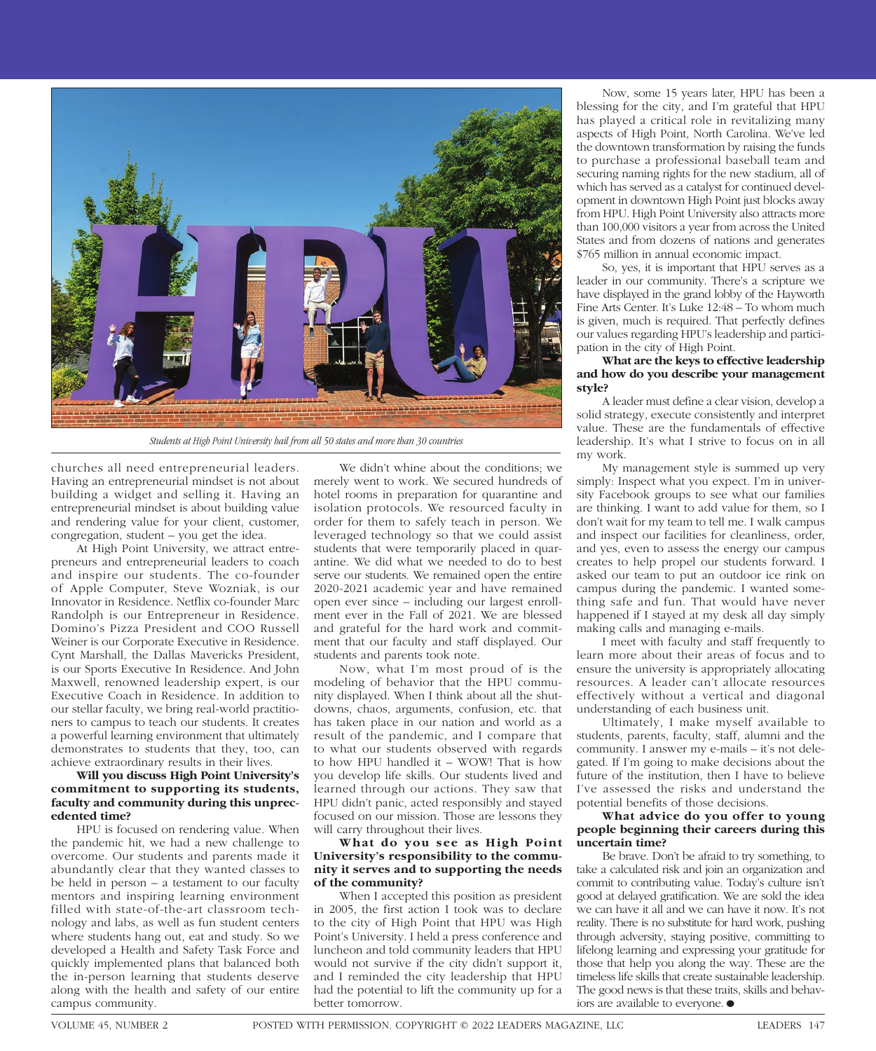*Students at High Point University hail from all 50 states and more than 30 countries*

churches all need entrepreneurial leaders. Having an entrepreneurial mindset is not about building a widget and selling it. Having an entrepreneurial mindset is about building value and rendering value for your client, customer, congregation, student – you get the idea.

At High Point University, we attract entrepreneurs and entrepreneurial leaders to coach and inspire our students. The co-founder of Apple Computer, Steve Wozniak, is our Innovator in Residence. Netflix co-founder Marc Randolph is our Entrepreneur in Residence. Domino's Pizza President and COO Russell Weiner is our Corporate Executive in Residence. Cynt Marshall, the Dallas Mavericks President, is our Sports Executive In Residence. And John Maxwell, renowned leadership expert, is our Executive Coach in Residence. In addition to our stellar faculty, we bring real-world practitioners to campus to teach our students. It creates a powerful learning environment that ultimately demonstrates to students that they, too, can achieve extraordinary results in their lives.

**Will you discuss High Point University's commitment to supporting its students, faculty and community during this unprecedented time?**

HPU is focused on rendering value. When the pandemic hit, we had a new challenge to overcome. Our students and parents made it abundantly clear that they wanted classes to be held in person – a testament to our faculty mentors and inspiring learning environment filled with state-of-the-art classroom technology and labs, as well as fun student centers where students hang out, eat and study. So we developed a Health and Safety Task Force and quickly implemented plans that balanced both the in-person learning that students deserve along with the health and safety of our entire campus community.

We didn't whine about the conditions; we merely went to work. We secured hundreds of hotel rooms in preparation for quarantine and isolation protocols. We resourced faculty in order for them to safely teach in person. We leveraged technology so that we could assist students that were temporarily placed in quarantine. We did what we needed to do to best serve our students. We remained open the entire 2020-2021 academic year and have remained open ever since – including our largest enrollment ever in the Fall of 2021. We are blessed and grateful for the hard work and commitment that our faculty and staff displayed. Our students and parents took note.

Now, what I'm most proud of is the modeling of behavior that the HPU community displayed. When I think about all the shutdowns, chaos, arguments, confusion, etc. that has taken place in our nation and world as a result of the pandemic, and I compare that to what our students observed with regards to how HPU handled it – WOW! That is how you develop life skills. Our students lived and learned through our actions. They saw that HPU didn't panic, acted responsibly and stayed focused on our mission. Those are lessons they will carry throughout their lives.

**What do you see as High Point University's responsibility to the community it serves and to supporting the needs of the community?**

When I accepted this position as president in 2005, the first action I took was to declare to the city of High Point that HPU was High Point's University. I held a press conference and luncheon and told community leaders that HPU would not survive if the city didn't support it, and I reminded the city leadership that HPU had the potential to lift the community up for a better tomorrow.

Now, some 15 years later, HPU has been a blessing for the city, and I'm grateful that HPU has played a critical role in revitalizing many aspects of High Point, North Carolina. We've led the downtown transformation by raising the funds to purchase a professional baseball team and securing naming rights for the new stadium, all of which has served as a catalyst for continued development in downtown High Point just blocks away from HPU. High Point University also attracts more than 100,000 visitors a year from across the United States and from dozens of nations and generates $765 million in annual economic impact.

So, yes, it is important that HPU serves as a leader in our community. There's a scripture we have displayed in the grand lobby of the Hayworth Fine Arts Center. It's Luke 12:48 – To whom much is given, much is required. That perfectly defines our values regarding HPU's leadership and participation in the city of High Point.

**What are the keys to effective leadership and how do you describe your management style?**

A leader must define a clear vision, develop a solid strategy, execute consistently and interpret value. These are the fundamentals of effective leadership. It's what I strive to focus on in all my work.

My management style is summed up very simply: Inspect what you expect. I'm in university Facebook groups to see what our families are thinking. I want to add value for them, so I don't wait for my team to tell me. I walk campus and inspect our facilities for cleanliness, order, and yes, even to assess the energy our campus creates to help propel our students forward. I asked our team to put an outdoor ice rink on campus during the pandemic. I wanted something safe and fun. That would have never happened if I stayed at my desk all day simply making calls and managing e-mails.

I meet with faculty and staff frequently to learn more about their areas of focus and to ensure the university is appropriately allocating resources. A leader can't allocate resources effectively without a vertical and diagonal understanding of each business unit.

Ultimately, I make myself available to students, parents, faculty, staff, alumni and the community. I answer my e-mails – it's not delegated. If I'm going to make decisions about the future of the institution, then I have to believe I've assessed the risks and understand the potential benefits of those decisions.

**What advice do you offer to young people beginning their careers during this uncertain time?**

Be brave. Don't be afraid to try something, to take a calculated risk and join an organization and commit to contributing value. Today's culture isn't good at delayed gratification. We are sold the idea we can have it all and we can have it now. It's not reality. There is no substitute for hard work, pushing through adversity, staying positive, committing to lifelong learning and expressing your gratitude for those that help you along the way. These are the timeless life skills that create sustainable leadership. The good news is that these traits, skills and behaviors are available to everyone. ●

POSTED WITH PERMISSION. COPYRIGHT © 2022 LEADERS MAGAZINE, LLC